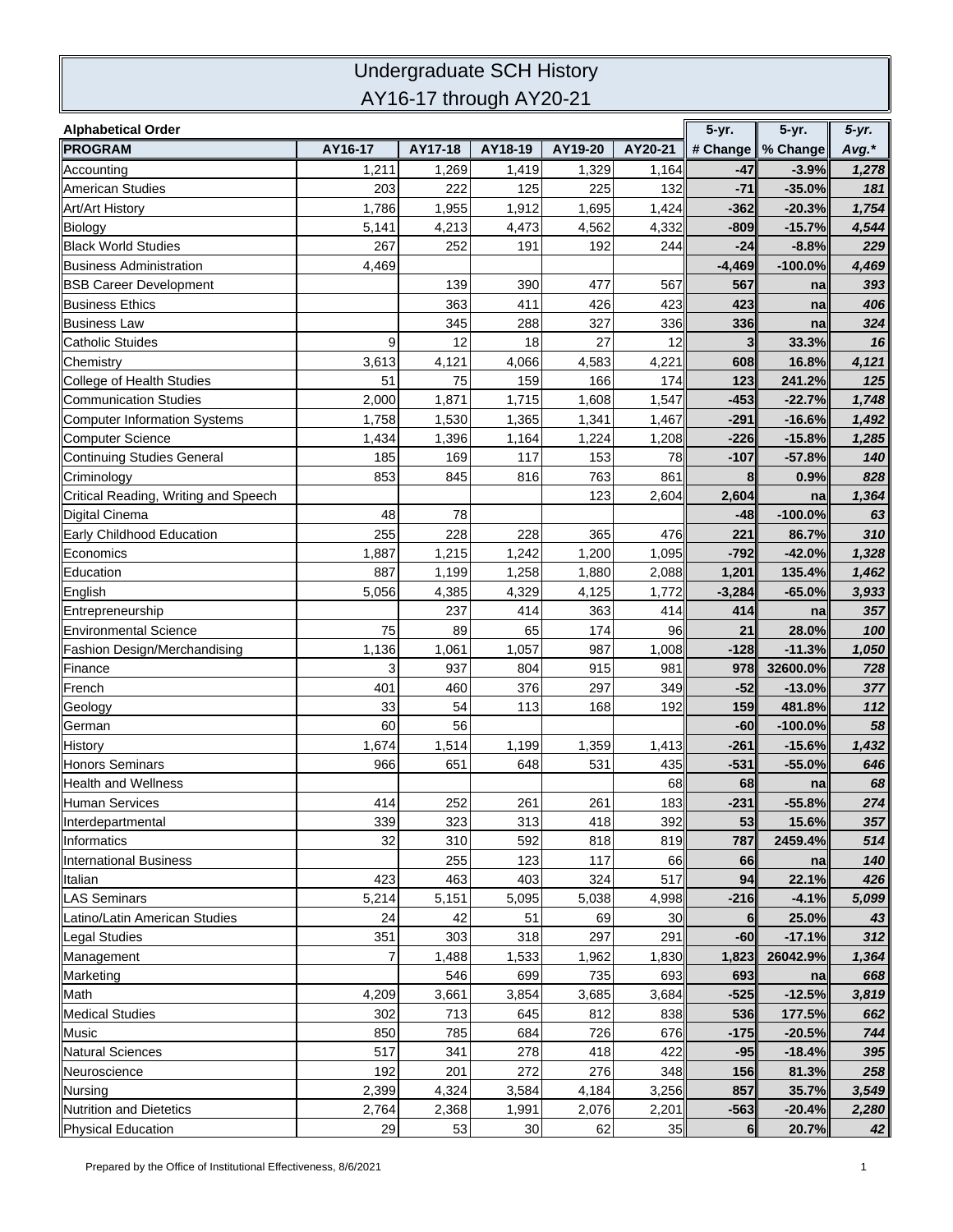# Undergraduate SCH History

## AY16-17 through AY20-21

| Alphabetical Order | | | | | | 5-yr. | 5-yr. | *5-yr.* |
|---|---|---|---|---|---|---|---|---|
| **PROGRAM** | **AY16-17** | **AY17-18** | **AY18-19** | **AY19-20** | **AY20-21** | **# Change** | **% Change** | ***Avg.**** |
| Accounting | 1,211 | 1,269 | 1,419 | 1,329 | 1,164 | **-47** | **-3.9%** | ***1,278*** |
| American Studies | 203 | 222 | 125 | 225 | 132 | **-71** | **-35.0%** | ***181*** |
| Art/Art History | 1,786 | 1,955 | 1,912 | 1,695 | 1,424 | **-362** | **-20.3%** | ***1,754*** |
| Biology | 5,141 | 4,213 | 4,473 | 4,562 | 4,332 | **-809** | **-15.7%** | ***4,544*** |
| Black World Studies | 267 | 252 | 191 | 192 | 244 | **-24** | **-8.8%** | ***229*** |
| Business Administration | 4,469 | | | | | **-4,469** | **-100.0%** | ***4,469*** |
| BSB Career Development | | 139 | 390 | 477 | 567 | **567** | **na** | ***393*** |
| Business Ethics | | 363 | 411 | 426 | 423 | **423** | **na** | ***406*** |
| Business Law | | 345 | 288 | 327 | 336 | **336** | **na** | ***324*** |
| Catholic Stuides | 9 | 12 | 18 | 27 | 12 | **3** | **33.3%** | ***16*** |
| Chemistry | 3,613 | 4,121 | 4,066 | 4,583 | 4,221 | **608** | **16.8%** | ***4,121*** |
| College of Health Studies | 51 | 75 | 159 | 166 | 174 | **123** | **241.2%** | ***125*** |
| Communication Studies | 2,000 | 1,871 | 1,715 | 1,608 | 1,547 | **-453** | **-22.7%** | ***1,748*** |
| Computer Information Systems | 1,758 | 1,530 | 1,365 | 1,341 | 1,467 | **-291** | **-16.6%** | ***1,492*** |
| Computer Science | 1,434 | 1,396 | 1,164 | 1,224 | 1,208 | **-226** | **-15.8%** | ***1,285*** |
| Continuing Studies General | 185 | 169 | 117 | 153 | 78 | **-107** | **-57.8%** | ***140*** |
| Criminology | 853 | 845 | 816 | 763 | 861 | **8** | **0.9%** | ***828*** |
| Critical Reading, Writing and Speech | | | | 123 | 2,604 | **2,604** | **na** | ***1,364*** |
| Digital Cinema | 48 | 78 | | | | **-48** | **-100.0%** | ***63*** |
| Early Childhood Education | 255 | 228 | 228 | 365 | 476 | **221** | **86.7%** | ***310*** |
| Economics | 1,887 | 1,215 | 1,242 | 1,200 | 1,095 | **-792** | **-42.0%** | ***1,328*** |
| Education | 887 | 1,199 | 1,258 | 1,880 | 2,088 | **1,201** | **135.4%** | ***1,462*** |
| English | 5,056 | 4,385 | 4,329 | 4,125 | 1,772 | **-3,284** | **-65.0%** | ***3,933*** |
| Entrepreneurship | | 237 | 414 | 363 | 414 | **414** | **na** | ***357*** |
| Environmental Science | 75 | 89 | 65 | 174 | 96 | **21** | **28.0%** | ***100*** |
| Fashion Design/Merchandising | 1,136 | 1,061 | 1,057 | 987 | 1,008 | **-128** | **-11.3%** | ***1,050*** |
| Finance | 3 | 937 | 804 | 915 | 981 | **978** | **32600.0%** | ***728*** |
| French | 401 | 460 | 376 | 297 | 349 | **-52** | **-13.0%** | ***377*** |
| Geology | 33 | 54 | 113 | 168 | 192 | **159** | **481.8%** | ***112*** |
| German | 60 | 56 | | | | **-60** | **-100.0%** | ***58*** |
| History | 1,674 | 1,514 | 1,199 | 1,359 | 1,413 | **-261** | **-15.6%** | ***1,432*** |
| Honors Seminars | 966 | 651 | 648 | 531 | 435 | **-531** | **-55.0%** | ***646*** |
| Health and Wellness | | | | | 68 | **68** | **na** | ***68*** |
| Human Services | 414 | 252 | 261 | 261 | 183 | **-231** | **-55.8%** | ***274*** |
| Interdepartmental | 339 | 323 | 313 | 418 | 392 | **53** | **15.6%** | ***357*** |
| Informatics | 32 | 310 | 592 | 818 | 819 | **787** | **2459.4%** | ***514*** |
| International Business | | 255 | 123 | 117 | 66 | **66** | **na** | ***140*** |
| Italian | 423 | 463 | 403 | 324 | 517 | **94** | **22.1%** | ***426*** |
| LAS Seminars | 5,214 | 5,151 | 5,095 | 5,038 | 4,998 | **-216** | **-4.1%** | ***5,099*** |
| Latino/Latin American Studies | 24 | 42 | 51 | 69 | 30 | **6** | **25.0%** | ***43*** |
| Legal Studies | 351 | 303 | 318 | 297 | 291 | **-60** | **-17.1%** | ***312*** |
| Management | 7 | 1,488 | 1,533 | 1,962 | 1,830 | **1,823** | **26042.9%** | ***1,364*** |
| Marketing | | 546 | 699 | 735 | 693 | **693** | **na** | ***668*** |
| Math | 4,209 | 3,661 | 3,854 | 3,685 | 3,684 | **-525** | **-12.5%** | ***3,819*** |
| Medical Studies | 302 | 713 | 645 | 812 | 838 | **536** | **177.5%** | ***662*** |
| Music | 850 | 785 | 684 | 726 | 676 | **-175** | **-20.5%** | ***744*** |
| Natural Sciences | 517 | 341 | 278 | 418 | 422 | **-95** | **-18.4%** | ***395*** |
| Neuroscience | 192 | 201 | 272 | 276 | 348 | **156** | **81.3%** | ***258*** |
| Nursing | 2,399 | 4,324 | 3,584 | 4,184 | 3,256 | **857** | **35.7%** | ***3,549*** |
| Nutrition and Dietetics | 2,764 | 2,368 | 1,991 | 2,076 | 2,201 | **-563** | **-20.4%** | ***2,280*** |
| Physical Education | 29 | 53 | 30 | 62 | 35 | **6** | **20.7%** | ***42*** |

Prepared by the Office of Institutional Effectiveness, 8/6/2021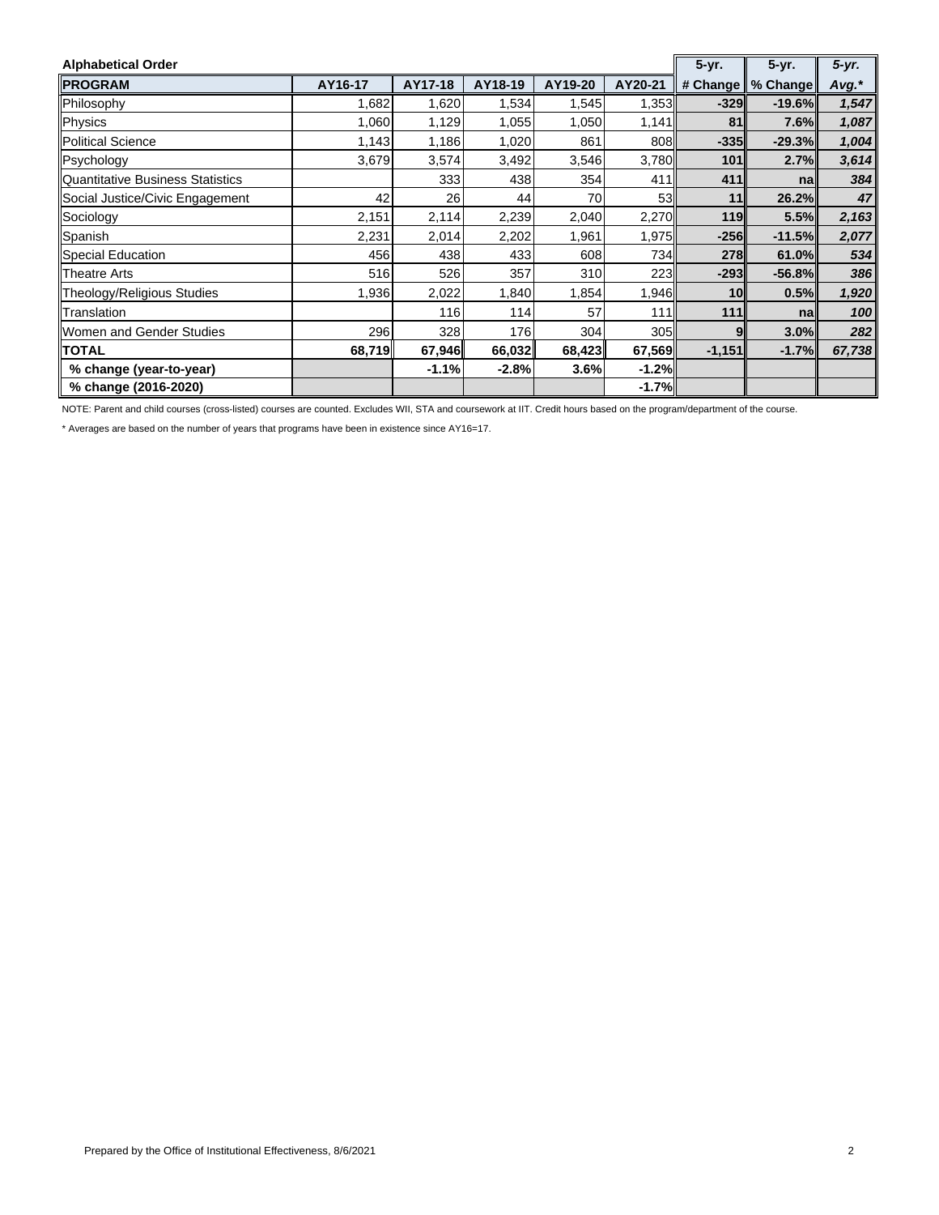| Alphabetical Order | | | | | | 5-yr. | 5-yr. | *5-yr.* |
|---|---|---|---|---|---|---|---|---|
| **PROGRAM** | **AY16-17** | **AY17-18** | **AY18-19** | **AY19-20** | **AY20-21** | **# Change** | **% Change** | ***Avg.**** |
| Philosophy | 1,682 | 1,620 | 1,534 | 1,545 | 1,353 | **-329** | **-19.6%** | ***1,547*** |
| Physics | 1,060 | 1,129 | 1,055 | 1,050 | 1,141 | **81** | **7.6%** | ***1,087*** |
| Political Science | 1,143 | 1,186 | 1,020 | 861 | 808 | **-335** | **-29.3%** | ***1,004*** |
| Psychology | 3,679 | 3,574 | 3,492 | 3,546 | 3,780 | **101** | **2.7%** | ***3,614*** |
| Quantitative Business Statistics | | 333 | 438 | 354 | 411 | **411** | **na** | ***384*** |
| Social Justice/Civic Engagement | 42 | 26 | 44 | 70 | 53 | **11** | **26.2%** | ***47*** |
| Sociology | 2,151 | 2,114 | 2,239 | 2,040 | 2,270 | **119** | **5.5%** | ***2,163*** |
| Spanish | 2,231 | 2,014 | 2,202 | 1,961 | 1,975 | **-256** | **-11.5%** | ***2,077*** |
| Special Education | 456 | 438 | 433 | 608 | 734 | **278** | **61.0%** | ***534*** |
| Theatre Arts | 516 | 526 | 357 | 310 | 223 | **-293** | **-56.8%** | ***386*** |
| Theology/Religious Studies | 1,936 | 2,022 | 1,840 | 1,854 | 1,946 | **10** | **0.5%** | ***1,920*** |
| Translation | | 116 | 114 | 57 | 111 | **111** | **na** | ***100*** |
| Women and Gender Studies | 296 | 328 | 176 | 304 | 305 | **9** | **3.0%** | ***282*** |
| **TOTAL** | **68,719** | **67,946** | **66,032** | **68,423** | **67,569** | **-1,151** | **-1.7%** | ***67,738*** |
| **% change (year-to-year)** | | **-1.1%** | **-2.8%** | **3.6%** | **-1.2%** | | | |
| **% change (2016-2020)** | | | | | **-1.7%** | | | |

NOTE: Parent and child courses (cross-listed) courses are counted. Excludes WII, STA and coursework at IIT. Credit hours based on the program/department of the course.

* Averages are based on the number of years that programs have been in existence since AY16=17.

Prepared by the Office of Institutional Effectiveness, 8/6/2021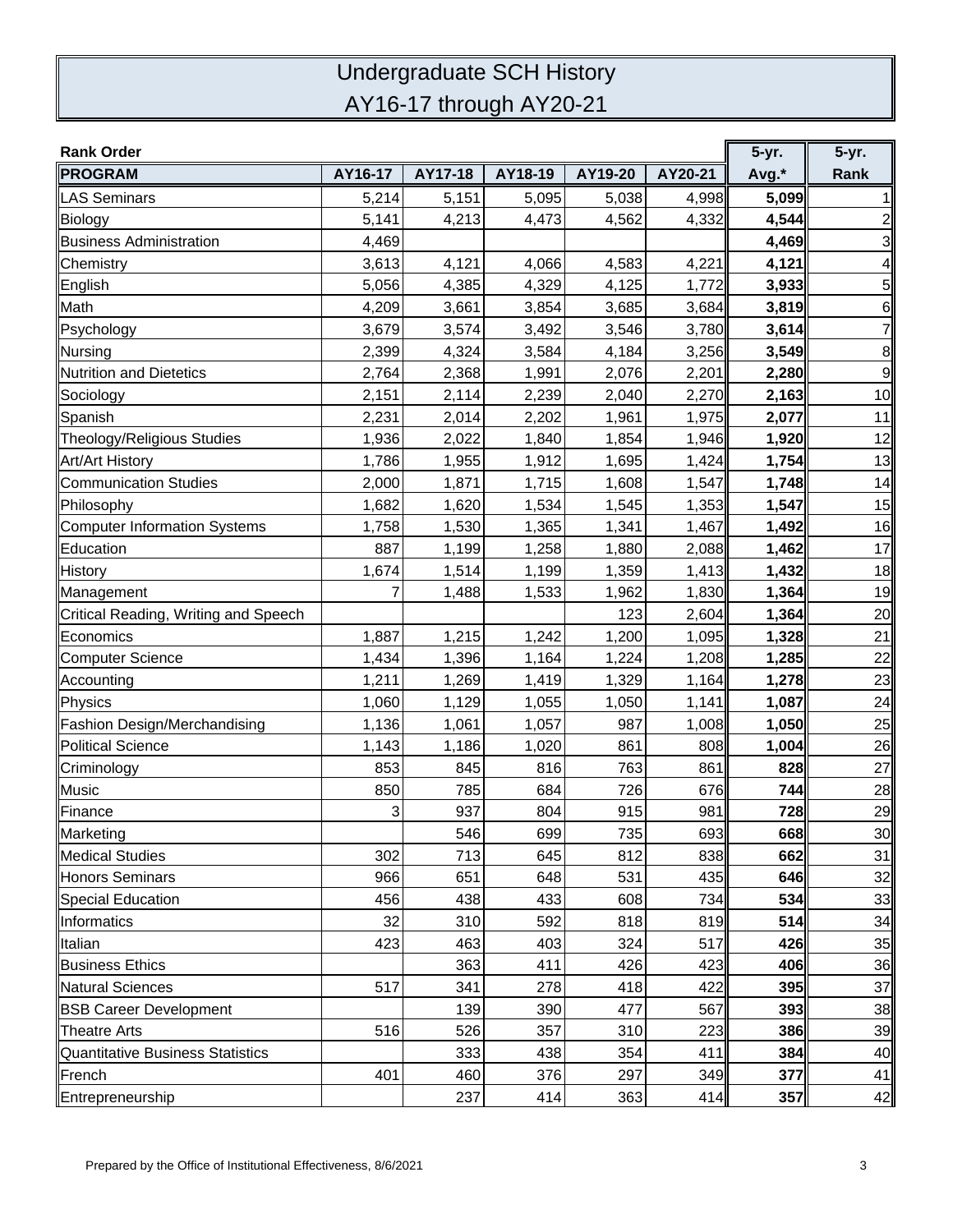# Undergraduate SCH History
## AY16-17 through AY20-21

**Rank Order**

| PROGRAM | AY16-17 | AY17-18 | AY18-19 | AY19-20 | AY20-21 | 5-yr. Avg.* | 5-yr. Rank |
|---|---|---|---|---|---|---|---|
| LAS Seminars | 5,214 | 5,151 | 5,095 | 5,038 | 4,998 | **5,099** | 1 |
| Biology | 5,141 | 4,213 | 4,473 | 4,562 | 4,332 | **4,544** | 2 |
| Business Administration | 4,469 | | | | | **4,469** | 3 |
| Chemistry | 3,613 | 4,121 | 4,066 | 4,583 | 4,221 | **4,121** | 4 |
| English | 5,056 | 4,385 | 4,329 | 4,125 | 1,772 | **3,933** | 5 |
| Math | 4,209 | 3,661 | 3,854 | 3,685 | 3,684 | **3,819** | 6 |
| Psychology | 3,679 | 3,574 | 3,492 | 3,546 | 3,780 | **3,614** | 7 |
| Nursing | 2,399 | 4,324 | 3,584 | 4,184 | 3,256 | **3,549** | 8 |
| Nutrition and Dietetics | 2,764 | 2,368 | 1,991 | 2,076 | 2,201 | **2,280** | 9 |
| Sociology | 2,151 | 2,114 | 2,239 | 2,040 | 2,270 | **2,163** | 10 |
| Spanish | 2,231 | 2,014 | 2,202 | 1,961 | 1,975 | **2,077** | 11 |
| Theology/Religious Studies | 1,936 | 2,022 | 1,840 | 1,854 | 1,946 | **1,920** | 12 |
| Art/Art History | 1,786 | 1,955 | 1,912 | 1,695 | 1,424 | **1,754** | 13 |
| Communication Studies | 2,000 | 1,871 | 1,715 | 1,608 | 1,547 | **1,748** | 14 |
| Philosophy | 1,682 | 1,620 | 1,534 | 1,545 | 1,353 | **1,547** | 15 |
| Computer Information Systems | 1,758 | 1,530 | 1,365 | 1,341 | 1,467 | **1,492** | 16 |
| Education | 887 | 1,199 | 1,258 | 1,880 | 2,088 | **1,462** | 17 |
| History | 1,674 | 1,514 | 1,199 | 1,359 | 1,413 | **1,432** | 18 |
| Management | 7 | 1,488 | 1,533 | 1,962 | 1,830 | **1,364** | 19 |
| Critical Reading, Writing and Speech | | | | 123 | 2,604 | **1,364** | 20 |
| Economics | 1,887 | 1,215 | 1,242 | 1,200 | 1,095 | **1,328** | 21 |
| Computer Science | 1,434 | 1,396 | 1,164 | 1,224 | 1,208 | **1,285** | 22 |
| Accounting | 1,211 | 1,269 | 1,419 | 1,329 | 1,164 | **1,278** | 23 |
| Physics | 1,060 | 1,129 | 1,055 | 1,050 | 1,141 | **1,087** | 24 |
| Fashion Design/Merchandising | 1,136 | 1,061 | 1,057 | 987 | 1,008 | **1,050** | 25 |
| Political Science | 1,143 | 1,186 | 1,020 | 861 | 808 | **1,004** | 26 |
| Criminology | 853 | 845 | 816 | 763 | 861 | **828** | 27 |
| Music | 850 | 785 | 684 | 726 | 676 | **744** | 28 |
| Finance | 3 | 937 | 804 | 915 | 981 | **728** | 29 |
| Marketing | | 546 | 699 | 735 | 693 | **668** | 30 |
| Medical Studies | 302 | 713 | 645 | 812 | 838 | **662** | 31 |
| Honors Seminars | 966 | 651 | 648 | 531 | 435 | **646** | 32 |
| Special Education | 456 | 438 | 433 | 608 | 734 | **534** | 33 |
| Informatics | 32 | 310 | 592 | 818 | 819 | **514** | 34 |
| Italian | 423 | 463 | 403 | 324 | 517 | **426** | 35 |
| Business Ethics | | 363 | 411 | 426 | 423 | **406** | 36 |
| Natural Sciences | 517 | 341 | 278 | 418 | 422 | **395** | 37 |
| BSB Career Development | | 139 | 390 | 477 | 567 | **393** | 38 |
| Theatre Arts | 516 | 526 | 357 | 310 | 223 | **386** | 39 |
| Quantitative Business Statistics | | 333 | 438 | 354 | 411 | **384** | 40 |
| French | 401 | 460 | 376 | 297 | 349 | **377** | 41 |
| Entrepreneurship | | 237 | 414 | 363 | 414 | **357** | 42 |

Prepared by the Office of Institutional Effectiveness, 8/6/2021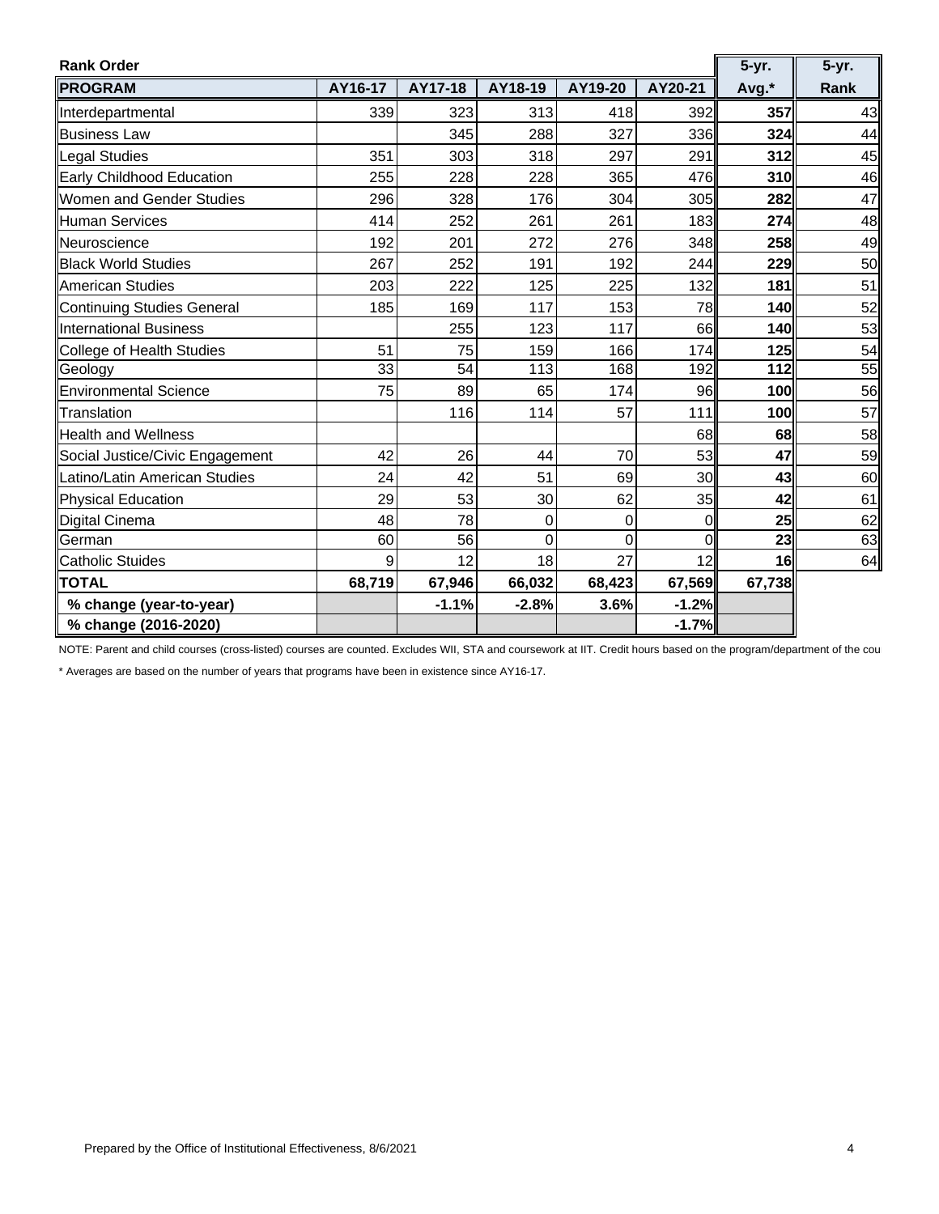**Rank Order**

| PROGRAM | AY16-17 | AY17-18 | AY18-19 | AY19-20 | AY20-21 | 5-yr. Avg.* | 5-yr. Rank |
|---|---|---|---|---|---|---|---|
| Interdepartmental | 339 | 323 | 313 | 418 | 392 | **357** | 43 |
| Business Law | | 345 | 288 | 327 | 336 | **324** | 44 |
| Legal Studies | 351 | 303 | 318 | 297 | 291 | **312** | 45 |
| Early Childhood Education | 255 | 228 | 228 | 365 | 476 | **310** | 46 |
| Women and Gender Studies | 296 | 328 | 176 | 304 | 305 | **282** | 47 |
| Human Services | 414 | 252 | 261 | 261 | 183 | **274** | 48 |
| Neuroscience | 192 | 201 | 272 | 276 | 348 | **258** | 49 |
| Black World Studies | 267 | 252 | 191 | 192 | 244 | **229** | 50 |
| American Studies | 203 | 222 | 125 | 225 | 132 | **181** | 51 |
| Continuing Studies General | 185 | 169 | 117 | 153 | 78 | **140** | 52 |
| International Business | | 255 | 123 | 117 | 66 | **140** | 53 |
| College of Health Studies | 51 | 75 | 159 | 166 | 174 | **125** | 54 |
| Geology | 33 | 54 | 113 | 168 | 192 | **112** | 55 |
| Environmental Science | 75 | 89 | 65 | 174 | 96 | **100** | 56 |
| Translation | | 116 | 114 | 57 | 111 | **100** | 57 |
| Health and Wellness | | | | | 68 | **68** | 58 |
| Social Justice/Civic Engagement | 42 | 26 | 44 | 70 | 53 | **47** | 59 |
| Latino/Latin American Studies | 24 | 42 | 51 | 69 | 30 | **43** | 60 |
| Physical Education | 29 | 53 | 30 | 62 | 35 | **42** | 61 |
| Digital Cinema | 48 | 78 | 0 | 0 | 0 | **25** | 62 |
| German | 60 | 56 | 0 | 0 | 0 | **23** | 63 |
| Catholic Stuides | 9 | 12 | 18 | 27 | 12 | **16** | 64 |
| **TOTAL** | **68,719** | **67,946** | **66,032** | **68,423** | **67,569** | **67,738** | |
| **% change (year-to-year)** | | **-1.1%** | **-2.8%** | **3.6%** | **-1.2%** | | |
| **% change (2016-2020)** | | | | | **-1.7%** | | |

NOTE: Parent and child courses (cross-listed) courses are counted. Excludes WII, STA and coursework at IIT. Credit hours based on the program/department of the cou

* Averages are based on the number of years that programs have been in existence since AY16-17.

Prepared by the Office of Institutional Effectiveness, 8/6/2021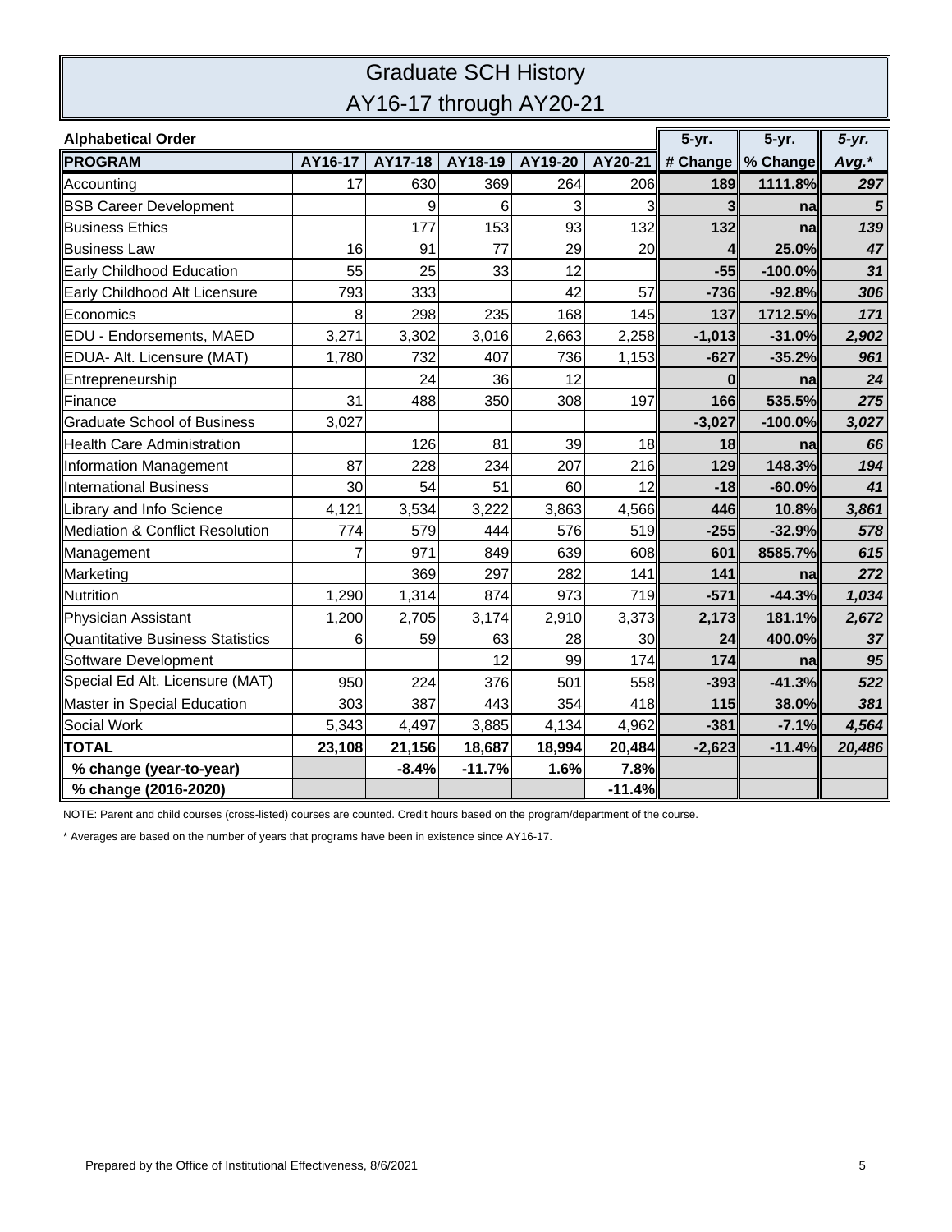# Graduate SCH History
## AY16-17 through AY20-21

| Alphabetical Order | | | | | | 5-yr. | 5-yr. | 5-yr. |
|---|---|---|---|---|---|---|---|---|
| **PROGRAM** | **AY16-17** | **AY17-18** | **AY18-19** | **AY19-20** | **AY20-21** | **# Change** | **% Change** | ***Avg.**** |
| Accounting | 17 | 630 | 369 | 264 | 206 | **189** | **1111.8%** | ***297*** |
| BSB Career Development | | 9 | 6 | 3 | 3 | **3** | **na** | ***5*** |
| Business Ethics | | 177 | 153 | 93 | 132 | **132** | **na** | ***139*** |
| Business Law | 16 | 91 | 77 | 29 | 20 | **4** | **25.0%** | ***47*** |
| Early Childhood Education | 55 | 25 | 33 | 12 | | **-55** | **-100.0%** | ***31*** |
| Early Childhood Alt Licensure | 793 | 333 | | 42 | 57 | **-736** | **-92.8%** | ***306*** |
| Economics | 8 | 298 | 235 | 168 | 145 | **137** | **1712.5%** | ***171*** |
| EDU - Endorsements, MAED | 3,271 | 3,302 | 3,016 | 2,663 | 2,258 | **-1,013** | **-31.0%** | ***2,902*** |
| EDUA- Alt. Licensure (MAT) | 1,780 | 732 | 407 | 736 | 1,153 | **-627** | **-35.2%** | ***961*** |
| Entrepreneurship | | 24 | 36 | 12 | | **0** | **na** | ***24*** |
| Finance | 31 | 488 | 350 | 308 | 197 | **166** | **535.5%** | ***275*** |
| Graduate School of Business | 3,027 | | | | | **-3,027** | **-100.0%** | ***3,027*** |
| Health Care Administration | | 126 | 81 | 39 | 18 | **18** | **na** | ***66*** |
| Information Management | 87 | 228 | 234 | 207 | 216 | **129** | **148.3%** | ***194*** |
| International Business | 30 | 54 | 51 | 60 | 12 | **-18** | **-60.0%** | ***41*** |
| Library and Info Science | 4,121 | 3,534 | 3,222 | 3,863 | 4,566 | **446** | **10.8%** | ***3,861*** |
| Mediation & Conflict Resolution | 774 | 579 | 444 | 576 | 519 | **-255** | **-32.9%** | ***578*** |
| Management | 7 | 971 | 849 | 639 | 608 | **601** | **8585.7%** | ***615*** |
| Marketing | | 369 | 297 | 282 | 141 | **141** | **na** | ***272*** |
| Nutrition | 1,290 | 1,314 | 874 | 973 | 719 | **-571** | **-44.3%** | ***1,034*** |
| Physician Assistant | 1,200 | 2,705 | 3,174 | 2,910 | 3,373 | **2,173** | **181.1%** | ***2,672*** |
| Quantitative Business Statistics | 6 | 59 | 63 | 28 | 30 | **24** | **400.0%** | ***37*** |
| Software Development | | | 12 | 99 | 174 | **174** | **na** | ***95*** |
| Special Ed Alt. Licensure (MAT) | 950 | 224 | 376 | 501 | 558 | **-393** | **-41.3%** | ***522*** |
| Master in Special Education | 303 | 387 | 443 | 354 | 418 | **115** | **38.0%** | ***381*** |
| Social Work | 5,343 | 4,497 | 3,885 | 4,134 | 4,962 | **-381** | **-7.1%** | ***4,564*** |
| **TOTAL** | **23,108** | **21,156** | **18,687** | **18,994** | **20,484** | **-2,623** | **-11.4%** | ***20,486*** |
| **% change (year-to-year)** | | **-8.4%** | **-11.7%** | **1.6%** | **7.8%** | | | |
| **% change (2016-2020)** | | | | | **-11.4%** | | | |

NOTE: Parent and child courses (cross-listed) courses are counted. Credit hours based on the program/department of the course.

* Averages are based on the number of years that programs have been in existence since AY16-17.

Prepared by the Office of Institutional Effectiveness, 8/6/2021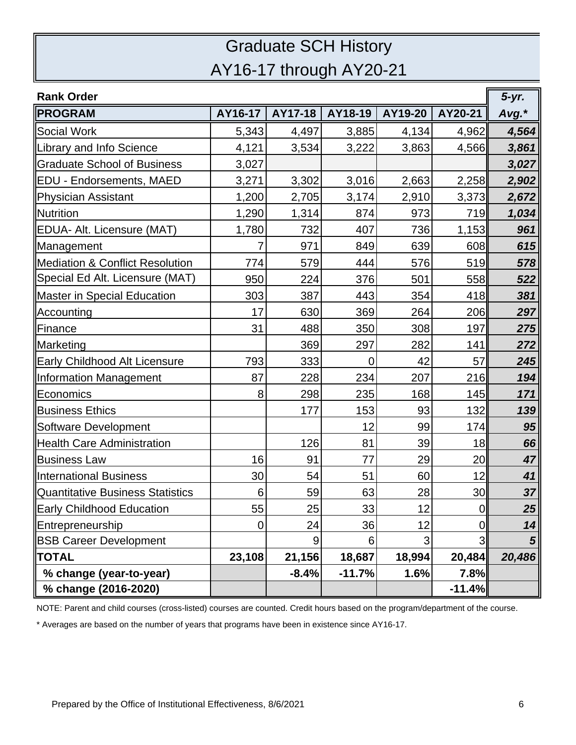# Graduate SCH History
## AY16-17 through AY20-21

**Rank Order**

| **PROGRAM** | **AY16-17** | **AY17-18** | **AY18-19** | **AY19-20** | **AY20-21** | ***5-yr. Avg.**** |
|---|---|---|---|---|---|---|
| Social Work | 5,343 | 4,497 | 3,885 | 4,134 | 4,962 | ***4,564*** |
| Library and Info Science | 4,121 | 3,534 | 3,222 | 3,863 | 4,566 | ***3,861*** |
| Graduate School of Business | 3,027 | | | | | ***3,027*** |
| EDU - Endorsements, MAED | 3,271 | 3,302 | 3,016 | 2,663 | 2,258 | ***2,902*** |
| Physician Assistant | 1,200 | 2,705 | 3,174 | 2,910 | 3,373 | ***2,672*** |
| Nutrition | 1,290 | 1,314 | 874 | 973 | 719 | ***1,034*** |
| EDUA- Alt. Licensure (MAT) | 1,780 | 732 | 407 | 736 | 1,153 | ***961*** |
| Management | 7 | 971 | 849 | 639 | 608 | ***615*** |
| Mediation & Conflict Resolution | 774 | 579 | 444 | 576 | 519 | ***578*** |
| Special Ed Alt. Licensure (MAT) | 950 | 224 | 376 | 501 | 558 | ***522*** |
| Master in Special Education | 303 | 387 | 443 | 354 | 418 | ***381*** |
| Accounting | 17 | 630 | 369 | 264 | 206 | ***297*** |
| Finance | 31 | 488 | 350 | 308 | 197 | ***275*** |
| Marketing | | 369 | 297 | 282 | 141 | ***272*** |
| Early Childhood Alt Licensure | 793 | 333 | 0 | 42 | 57 | ***245*** |
| Information Management | 87 | 228 | 234 | 207 | 216 | ***194*** |
| Economics | 8 | 298 | 235 | 168 | 145 | ***171*** |
| Business Ethics | | 177 | 153 | 93 | 132 | ***139*** |
| Software Development | | | 12 | 99 | 174 | ***95*** |
| Health Care Administration | | 126 | 81 | 39 | 18 | ***66*** |
| Business Law | 16 | 91 | 77 | 29 | 20 | ***47*** |
| International Business | 30 | 54 | 51 | 60 | 12 | ***41*** |
| Quantitative Business Statistics | 6 | 59 | 63 | 28 | 30 | ***37*** |
| Early Childhood Education | 55 | 25 | 33 | 12 | 0 | ***25*** |
| Entrepreneurship | 0 | 24 | 36 | 12 | 0 | ***14*** |
| BSB Career Development | | 9 | 6 | 3 | 3 | ***5*** |
| **TOTAL** | **23,108** | **21,156** | **18,687** | **18,994** | **20,484** | ***20,486*** |
| **% change (year-to-year)** | | **-8.4%** | **-11.7%** | **1.6%** | **7.8%** | |
| **% change (2016-2020)** | | | | | **-11.4%** | |

NOTE: Parent and child courses (cross-listed) courses are counted. Credit hours based on the program/department of the course.

* Averages are based on the number of years that programs have been in existence since AY16-17.

Prepared by the Office of Institutional Effectiveness, 8/6/2021